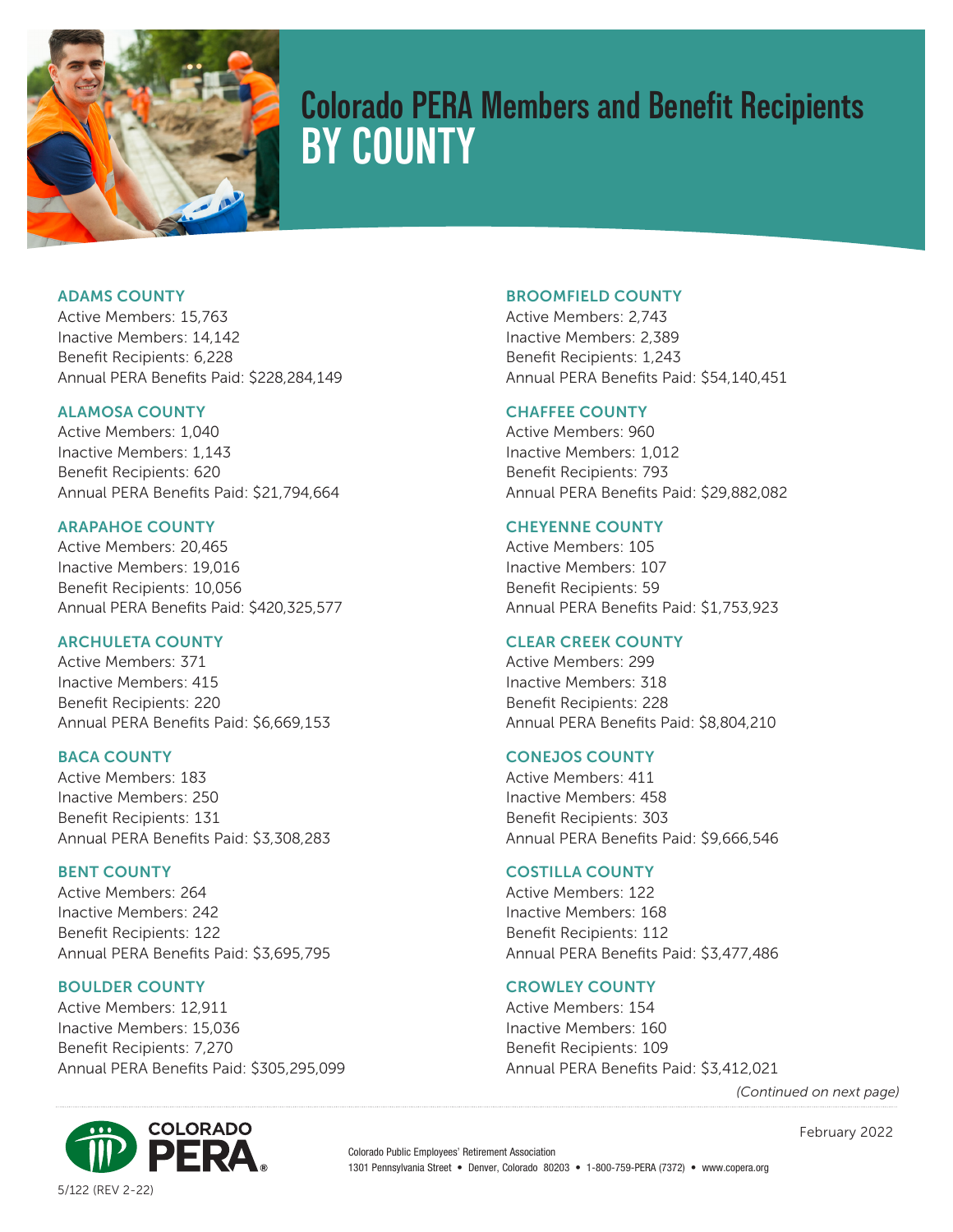# Colorado PERA Members and Benefit Recipients BY COUNTY

### ADAMS COUNTY

Active Members: 15,763
Inactive Members: 14,142
Benefit Recipients: 6,228
Annual PERA Benefits Paid: $228,284,149

### ALAMOSA COUNTY

Active Members: 1,040
Inactive Members: 1,143
Benefit Recipients: 620
Annual PERA Benefits Paid: $21,794,664

### ARAPAHOE COUNTY

Active Members: 20,465
Inactive Members: 19,016
Benefit Recipients: 10,056
Annual PERA Benefits Paid: $420,325,577

### ARCHULETA COUNTY

Active Members: 371
Inactive Members: 415
Benefit Recipients: 220
Annual PERA Benefits Paid: $6,669,153

### BACA COUNTY

Active Members: 183
Inactive Members: 250
Benefit Recipients: 131
Annual PERA Benefits Paid: $3,308,283

### BENT COUNTY

Active Members: 264
Inactive Members: 242
Benefit Recipients: 122
Annual PERA Benefits Paid: $3,695,795

### BOULDER COUNTY

Active Members: 12,911
Inactive Members: 15,036
Benefit Recipients: 7,270
Annual PERA Benefits Paid: $305,295,099

### BROOMFIELD COUNTY

Active Members: 2,743
Inactive Members: 2,389
Benefit Recipients: 1,243
Annual PERA Benefits Paid: $54,140,451

### CHAFFEE COUNTY

Active Members: 960
Inactive Members: 1,012
Benefit Recipients: 793
Annual PERA Benefits Paid: $29,882,082

### CHEYENNE COUNTY

Active Members: 105
Inactive Members: 107
Benefit Recipients: 59
Annual PERA Benefits Paid: $1,753,923

### CLEAR CREEK COUNTY

Active Members: 299
Inactive Members: 318
Benefit Recipients: 228
Annual PERA Benefits Paid: $8,804,210

### CONEJOS COUNTY

Active Members: 411
Inactive Members: 458
Benefit Recipients: 303
Annual PERA Benefits Paid: $9,666,546

### COSTILLA COUNTY

Active Members: 122
Inactive Members: 168
Benefit Recipients: 112
Annual PERA Benefits Paid: $3,477,486

### CROWLEY COUNTY

Active Members: 154
Inactive Members: 160
Benefit Recipients: 109
Annual PERA Benefits Paid: $3,412,021

*(Continued on next page)*

February 2022

Colorado Public Employees' Retirement Association
1301 Pennsylvania Street • Denver, Colorado 80203 • 1-800-759-PERA (7372) • www.copera.org

5/122 (REV 2-22)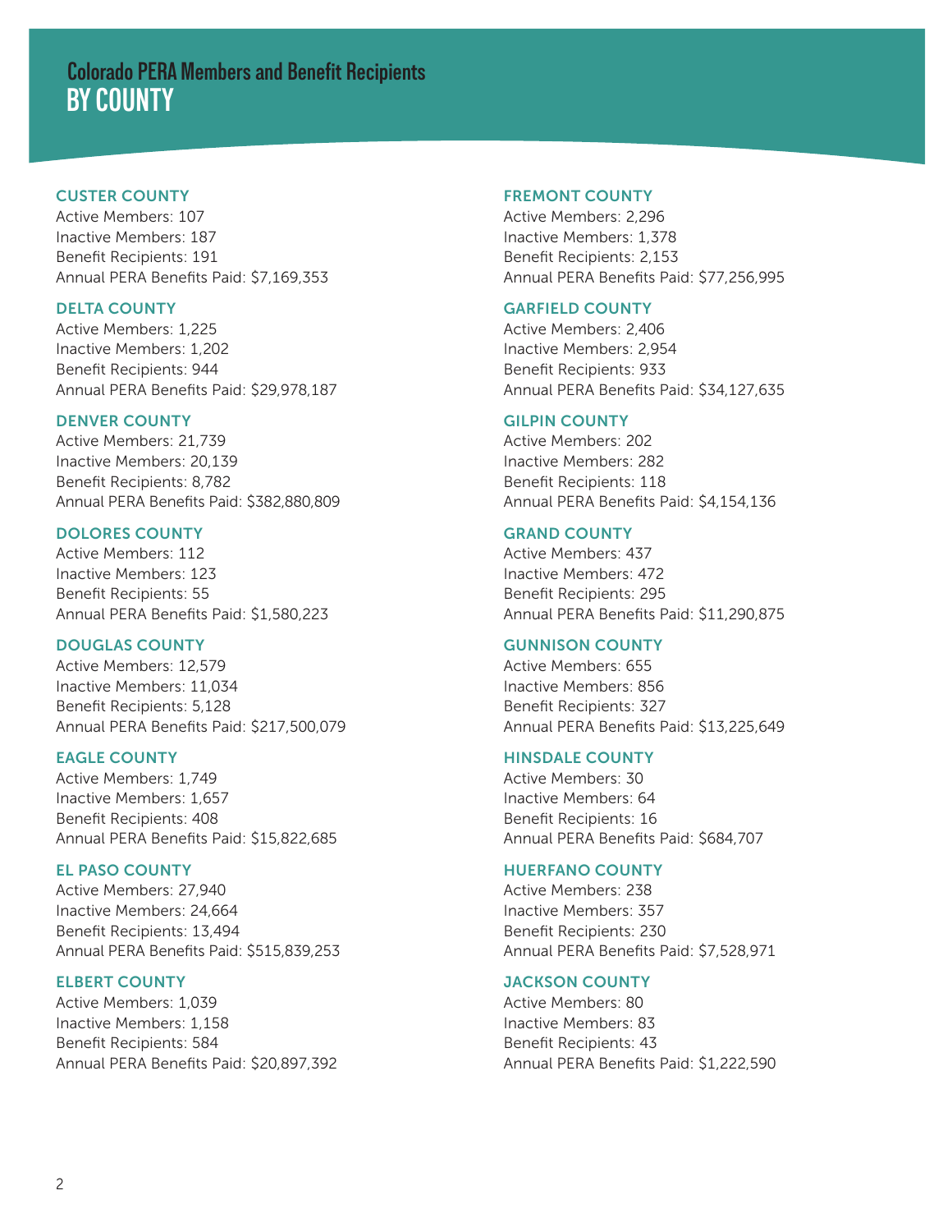# Colorado PERA Members and Benefit Recipients
## BY COUNTY

### CUSTER COUNTY
Active Members: 107
Inactive Members: 187
Benefit Recipients: 191
Annual PERA Benefits Paid: $7,169,353

### DELTA COUNTY
Active Members: 1,225
Inactive Members: 1,202
Benefit Recipients: 944
Annual PERA Benefits Paid: $29,978,187

### DENVER COUNTY
Active Members: 21,739
Inactive Members: 20,139
Benefit Recipients: 8,782
Annual PERA Benefits Paid: $382,880,809

### DOLORES COUNTY
Active Members: 112
Inactive Members: 123
Benefit Recipients: 55
Annual PERA Benefits Paid: $1,580,223

### DOUGLAS COUNTY
Active Members: 12,579
Inactive Members: 11,034
Benefit Recipients: 5,128
Annual PERA Benefits Paid: $217,500,079

### EAGLE COUNTY
Active Members: 1,749
Inactive Members: 1,657
Benefit Recipients: 408
Annual PERA Benefits Paid: $15,822,685

### EL PASO COUNTY
Active Members: 27,940
Inactive Members: 24,664
Benefit Recipients: 13,494
Annual PERA Benefits Paid: $515,839,253

### ELBERT COUNTY
Active Members: 1,039
Inactive Members: 1,158
Benefit Recipients: 584
Annual PERA Benefits Paid: $20,897,392

### FREMONT COUNTY
Active Members: 2,296
Inactive Members: 1,378
Benefit Recipients: 2,153
Annual PERA Benefits Paid: $77,256,995

### GARFIELD COUNTY
Active Members: 2,406
Inactive Members: 2,954
Benefit Recipients: 933
Annual PERA Benefits Paid: $34,127,635

### GILPIN COUNTY
Active Members: 202
Inactive Members: 282
Benefit Recipients: 118
Annual PERA Benefits Paid: $4,154,136

### GRAND COUNTY
Active Members: 437
Inactive Members: 472
Benefit Recipients: 295
Annual PERA Benefits Paid: $11,290,875

### GUNNISON COUNTY
Active Members: 655
Inactive Members: 856
Benefit Recipients: 327
Annual PERA Benefits Paid: $13,225,649

### HINSDALE COUNTY
Active Members: 30
Inactive Members: 64
Benefit Recipients: 16
Annual PERA Benefits Paid: $684,707

### HUERFANO COUNTY
Active Members: 238
Inactive Members: 357
Benefit Recipients: 230
Annual PERA Benefits Paid: $7,528,971

### JACKSON COUNTY
Active Members: 80
Inactive Members: 83
Benefit Recipients: 43
Annual PERA Benefits Paid: $1,222,590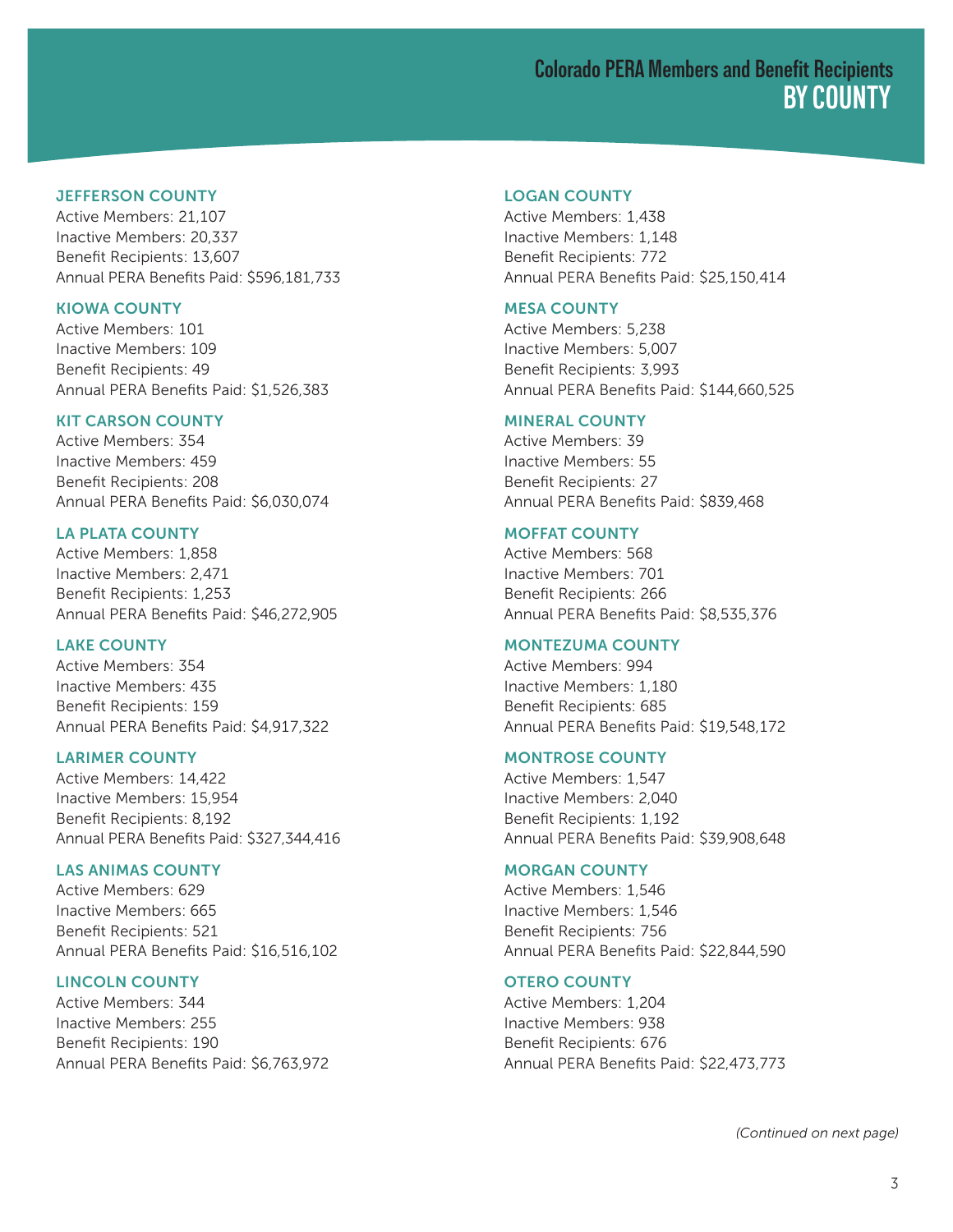# Colorado PERA Members and Benefit Recipients BY COUNTY

### JEFFERSON COUNTY
Active Members: 21,107
Inactive Members: 20,337
Benefit Recipients: 13,607
Annual PERA Benefits Paid: $596,181,733

### KIOWA COUNTY
Active Members: 101
Inactive Members: 109
Benefit Recipients: 49
Annual PERA Benefits Paid: $1,526,383

### KIT CARSON COUNTY
Active Members: 354
Inactive Members: 459
Benefit Recipients: 208
Annual PERA Benefits Paid: $6,030,074

### LA PLATA COUNTY
Active Members: 1,858
Inactive Members: 2,471
Benefit Recipients: 1,253
Annual PERA Benefits Paid: $46,272,905

### LAKE COUNTY
Active Members: 354
Inactive Members: 435
Benefit Recipients: 159
Annual PERA Benefits Paid: $4,917,322

### LARIMER COUNTY
Active Members: 14,422
Inactive Members: 15,954
Benefit Recipients: 8,192
Annual PERA Benefits Paid: $327,344,416

### LAS ANIMAS COUNTY
Active Members: 629
Inactive Members: 665
Benefit Recipients: 521
Annual PERA Benefits Paid: $16,516,102

### LINCOLN COUNTY
Active Members: 344
Inactive Members: 255
Benefit Recipients: 190
Annual PERA Benefits Paid: $6,763,972

### LOGAN COUNTY
Active Members: 1,438
Inactive Members: 1,148
Benefit Recipients: 772
Annual PERA Benefits Paid: $25,150,414

### MESA COUNTY
Active Members: 5,238
Inactive Members: 5,007
Benefit Recipients: 3,993
Annual PERA Benefits Paid: $144,660,525

### MINERAL COUNTY
Active Members: 39
Inactive Members: 55
Benefit Recipients: 27
Annual PERA Benefits Paid: $839,468

### MOFFAT COUNTY
Active Members: 568
Inactive Members: 701
Benefit Recipients: 266
Annual PERA Benefits Paid: $8,535,376

### MONTEZUMA COUNTY
Active Members: 994
Inactive Members: 1,180
Benefit Recipients: 685
Annual PERA Benefits Paid: $19,548,172

### MONTROSE COUNTY
Active Members: 1,547
Inactive Members: 2,040
Benefit Recipients: 1,192
Annual PERA Benefits Paid: $39,908,648

### MORGAN COUNTY
Active Members: 1,546
Inactive Members: 1,546
Benefit Recipients: 756
Annual PERA Benefits Paid: $22,844,590

### OTERO COUNTY
Active Members: 1,204
Inactive Members: 938
Benefit Recipients: 676
Annual PERA Benefits Paid: $22,473,773

*(Continued on next page)*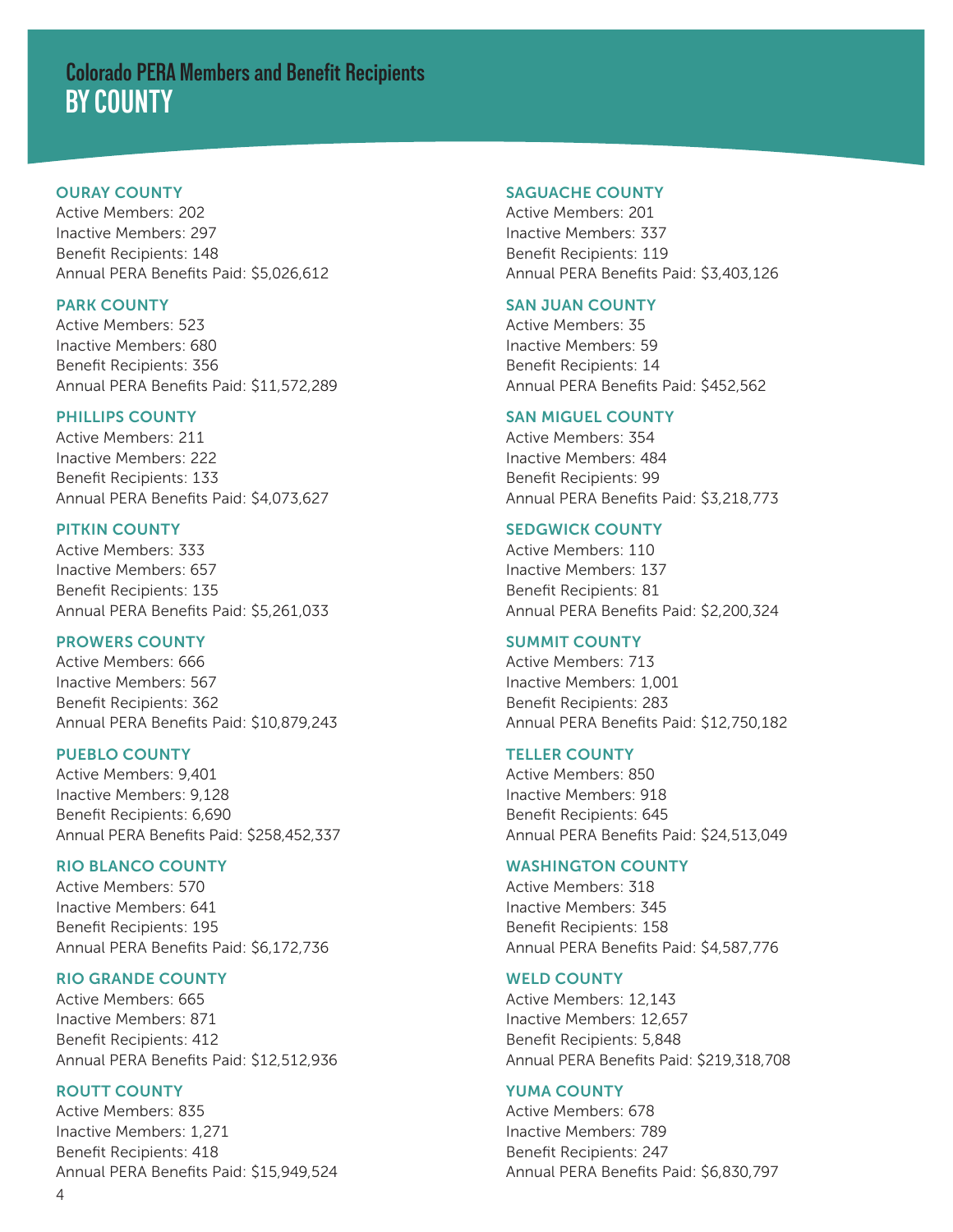## Colorado PERA Members and Benefit Recipients

# BY COUNTY

### OURAY COUNTY
Active Members: 202
Inactive Members: 297
Benefit Recipients: 148
Annual PERA Benefits Paid: $5,026,612

### PARK COUNTY
Active Members: 523
Inactive Members: 680
Benefit Recipients: 356
Annual PERA Benefits Paid: $11,572,289

### PHILLIPS COUNTY
Active Members: 211
Inactive Members: 222
Benefit Recipients: 133
Annual PERA Benefits Paid: $4,073,627

### PITKIN COUNTY
Active Members: 333
Inactive Members: 657
Benefit Recipients: 135
Annual PERA Benefits Paid: $5,261,033

### PROWERS COUNTY
Active Members: 666
Inactive Members: 567
Benefit Recipients: 362
Annual PERA Benefits Paid: $10,879,243

### PUEBLO COUNTY
Active Members: 9,401
Inactive Members: 9,128
Benefit Recipients: 6,690
Annual PERA Benefits Paid: $258,452,337

### RIO BLANCO COUNTY
Active Members: 570
Inactive Members: 641
Benefit Recipients: 195
Annual PERA Benefits Paid: $6,172,736

### RIO GRANDE COUNTY
Active Members: 665
Inactive Members: 871
Benefit Recipients: 412
Annual PERA Benefits Paid: $12,512,936

### ROUTT COUNTY
Active Members: 835
Inactive Members: 1,271
Benefit Recipients: 418
Annual PERA Benefits Paid: $15,949,524

### SAGUACHE COUNTY
Active Members: 201
Inactive Members: 337
Benefit Recipients: 119
Annual PERA Benefits Paid: $3,403,126

### SAN JUAN COUNTY
Active Members: 35
Inactive Members: 59
Benefit Recipients: 14
Annual PERA Benefits Paid: $452,562

### SAN MIGUEL COUNTY
Active Members: 354
Inactive Members: 484
Benefit Recipients: 99
Annual PERA Benefits Paid: $3,218,773

### SEDGWICK COUNTY
Active Members: 110
Inactive Members: 137
Benefit Recipients: 81
Annual PERA Benefits Paid: $2,200,324

### SUMMIT COUNTY
Active Members: 713
Inactive Members: 1,001
Benefit Recipients: 283
Annual PERA Benefits Paid: $12,750,182

### TELLER COUNTY
Active Members: 850
Inactive Members: 918
Benefit Recipients: 645
Annual PERA Benefits Paid: $24,513,049

### WASHINGTON COUNTY
Active Members: 318
Inactive Members: 345
Benefit Recipients: 158
Annual PERA Benefits Paid: $4,587,776

### WELD COUNTY
Active Members: 12,143
Inactive Members: 12,657
Benefit Recipients: 5,848
Annual PERA Benefits Paid: $219,318,708

### YUMA COUNTY
Active Members: 678
Inactive Members: 789
Benefit Recipients: 247
Annual PERA Benefits Paid: $6,830,797